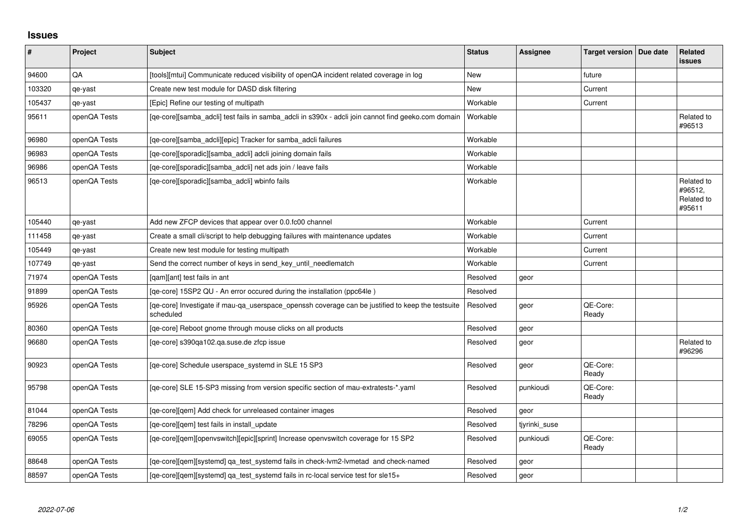# Issues

| # | Project | Subject | Status | Assignee | Target version | Due date | Related issues |
|---|---|---|---|---|---|---|---|
| 94600 | QA | [tools][mtui] Communicate reduced visibility of openQA incident related coverage in log | New | | future | | |
| 103320 | qe-yast | Create new test module for DASD disk filtering | New | | Current | | |
| 105437 | qe-yast | [Epic] Refine our testing of multipath | Workable | | Current | | |
| 95611 | openQA Tests | [qe-core][samba_adcli] test fails in samba_adcli in s390x - adcli join cannot find geeko.com domain | Workable | | | | Related to #96513 |
| 96980 | openQA Tests | [qe-core][samba_adcli][epic] Tracker for samba_adcli failures | Workable | | | | |
| 96983 | openQA Tests | [qe-core][sporadic][samba_adcli] adcli joining domain fails | Workable | | | | |
| 96986 | openQA Tests | [qe-core][sporadic][samba_adcli] net ads join / leave fails | Workable | | | | |
| 96513 | openQA Tests | [qe-core][sporadic][samba_adcli] wbinfo fails | Workable | | | | Related to #96512, Related to #95611 |
| 105440 | qe-yast | Add new ZFCP devices that appear over 0.0.fc00 channel | Workable | | Current | | |
| 111458 | qe-yast | Create a small cli/script to help debugging failures with maintenance updates | Workable | | Current | | |
| 105449 | qe-yast | Create new test module for testing multipath | Workable | | Current | | |
| 107749 | qe-yast | Send the correct number of keys in send_key_until_needlematch | Workable | | Current | | |
| 71974 | openQA Tests | [qam][ant] test fails in ant | Resolved | geor | | | |
| 91899 | openQA Tests | [qe-core] 15SP2 QU - An error occured during the installation (ppc64le ) | Resolved | | | | |
| 95926 | openQA Tests | [qe-core] Investigate if mau-qa_userspace_openssh coverage can be justified to keep the testsuite scheduled | Resolved | geor | QE-Core: Ready | | |
| 80360 | openQA Tests | [qe-core] Reboot gnome through mouse clicks on all products | Resolved | geor | | | |
| 96680 | openQA Tests | [qe-core] s390qa102.qa.suse.de zfcp issue | Resolved | geor | | | Related to #96296 |
| 90923 | openQA Tests | [qe-core] Schedule userspace_systemd in SLE 15 SP3 | Resolved | geor | QE-Core: Ready | | |
| 95798 | openQA Tests | [qe-core] SLE 15-SP3 missing from version specific section of mau-extratests-*.yaml | Resolved | punkioudi | QE-Core: Ready | | |
| 81044 | openQA Tests | [qe-core][qem] Add check for unreleased container images | Resolved | geor | | | |
| 78296 | openQA Tests | [qe-core][qem] test fails in install_update | Resolved | tjyrinki_suse | | | |
| 69055 | openQA Tests | [qe-core][qem][openvswitch][epic][sprint] Increase openvswitch coverage for 15 SP2 | Resolved | punkioudi | QE-Core: Ready | | |
| 88648 | openQA Tests | [qe-core][qem][systemd] qa_test_systemd fails in check-lvm2-lvmetad and check-named | Resolved | geor | | | |
| 88597 | openQA Tests | [qe-core][qem][systemd] qa_test_systemd fails in rc-local service test for sle15+ | Resolved | geor | | | |

*2022-07-06*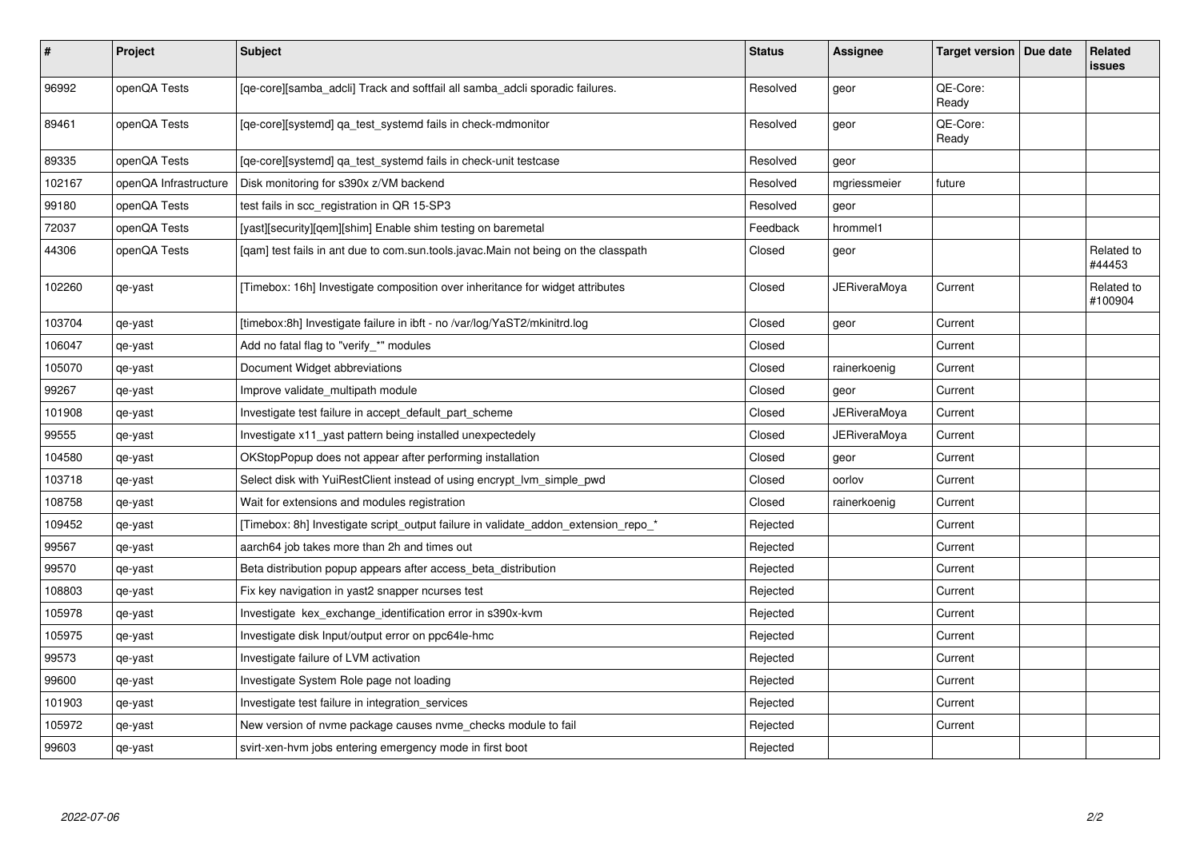| # | Project | Subject | Status | Assignee | Target version | Due date | Related issues |
|---|---|---|---|---|---|---|---|
| 96992 | openQA Tests | [qe-core][samba_adcli] Track and softfail all samba_adcli sporadic failures. | Resolved | geor | QE-Core: Ready | | |
| 89461 | openQA Tests | [qe-core][systemd] qa_test_systemd fails in check-mdmonitor | Resolved | geor | QE-Core: Ready | | |
| 89335 | openQA Tests | [qe-core][systemd] qa_test_systemd fails in check-unit testcase | Resolved | geor | | | |
| 102167 | openQA Infrastructure | Disk monitoring for s390x z/VM backend | Resolved | mgriessmeier | future | | |
| 99180 | openQA Tests | test fails in scc_registration in QR 15-SP3 | Resolved | geor | | | |
| 72037 | openQA Tests | [yast][security][qem][shim] Enable shim testing on baremetal | Feedback | hrommel1 | | | |
| 44306 | openQA Tests | [qam] test fails in ant due to com.sun.tools.javac.Main not being on the classpath | Closed | geor | | | Related to #44453 |
| 102260 | qe-yast | [Timebox: 16h] Investigate composition over inheritance for widget attributes | Closed | JERiveraMoya | Current | | Related to #100904 |
| 103704 | qe-yast | [timebox:8h] Investigate failure in ibft - no /var/log/YaST2/mkinitrd.log | Closed | geor | Current | | |
| 106047 | qe-yast | Add no fatal flag to "verify_*" modules | Closed | | Current | | |
| 105070 | qe-yast | Document Widget abbreviations | Closed | rainerkoenig | Current | | |
| 99267 | qe-yast | Improve validate_multipath module | Closed | geor | Current | | |
| 101908 | qe-yast | Investigate test failure in accept_default_part_scheme | Closed | JERiveraMoya | Current | | |
| 99555 | qe-yast | Investigate x11_yast pattern being installed unexpectedely | Closed | JERiveraMoya | Current | | |
| 104580 | qe-yast | OKStopPopup does not appear after performing installation | Closed | geor | Current | | |
| 103718 | qe-yast | Select disk with YuiRestClient instead of using encrypt_lvm_simple_pwd | Closed | oorlov | Current | | |
| 108758 | qe-yast | Wait for extensions and modules registration | Closed | rainerkoenig | Current | | |
| 109452 | qe-yast | [Timebox: 8h] Investigate script_output failure in validate_addon_extension_repo_* | Rejected | | Current | | |
| 99567 | qe-yast | aarch64 job takes more than 2h and times out | Rejected | | Current | | |
| 99570 | qe-yast | Beta distribution popup appears after access_beta_distribution | Rejected | | Current | | |
| 108803 | qe-yast | Fix key navigation in yast2 snapper ncurses test | Rejected | | Current | | |
| 105978 | qe-yast | Investigate kex_exchange_identification error in s390x-kvm | Rejected | | Current | | |
| 105975 | qe-yast | Investigate disk Input/output error on ppc64le-hmc | Rejected | | Current | | |
| 99573 | qe-yast | Investigate failure of LVM activation | Rejected | | Current | | |
| 99600 | qe-yast | Investigate System Role page not loading | Rejected | | Current | | |
| 101903 | qe-yast | Investigate test failure in integration_services | Rejected | | Current | | |
| 105972 | qe-yast | New version of nvme package causes nvme_checks module to fail | Rejected | | Current | | |
| 99603 | qe-yast | svirt-xen-hvm jobs entering emergency mode in first boot | Rejected | | | | |